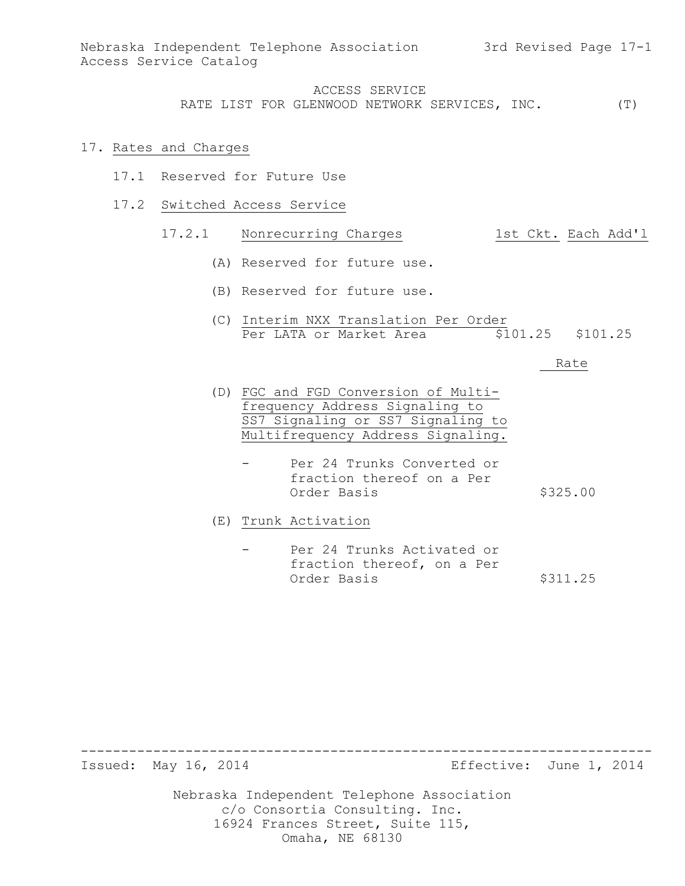## ACCESS SERVICE
## RATE LIST FOR GLENWOOD NETWORK SERVICES, INC. (T)

# 17. Rates and Charges

## 17.1 Reserved for Future Use

## 17.2 Switched Access Service

### 17.2.1 Nonrecurring Charges

| | 1st Ckt. | Each Add'l |
|---|---|---|
| (A) Reserved for future use. | | |
| (B) Reserved for future use. | | |
| (C) Interim NXX Translation Per Order Per LATA or Market Area | $101.25 | $101.25 |

| | Rate |
|---|---|
| (D) FGC and FGD Conversion of Multi-frequency Address Signaling to SS7 Signaling or SS7 Signaling to Multifrequency Address Signaling. | |
| - Per 24 Trunks Converted or fraction thereof on a Per Order Basis | $325.00 |
| (E) Trunk Activation | |
| - Per 24 Trunks Activated or fraction thereof, on a Per Order Basis | $311.25 |

Issued: May 16, 2014

Effective: June 1, 2014

Nebraska Independent Telephone Association
c/o Consortia Consulting. Inc.
16924 Frances Street, Suite 115,
Omaha, NE 68130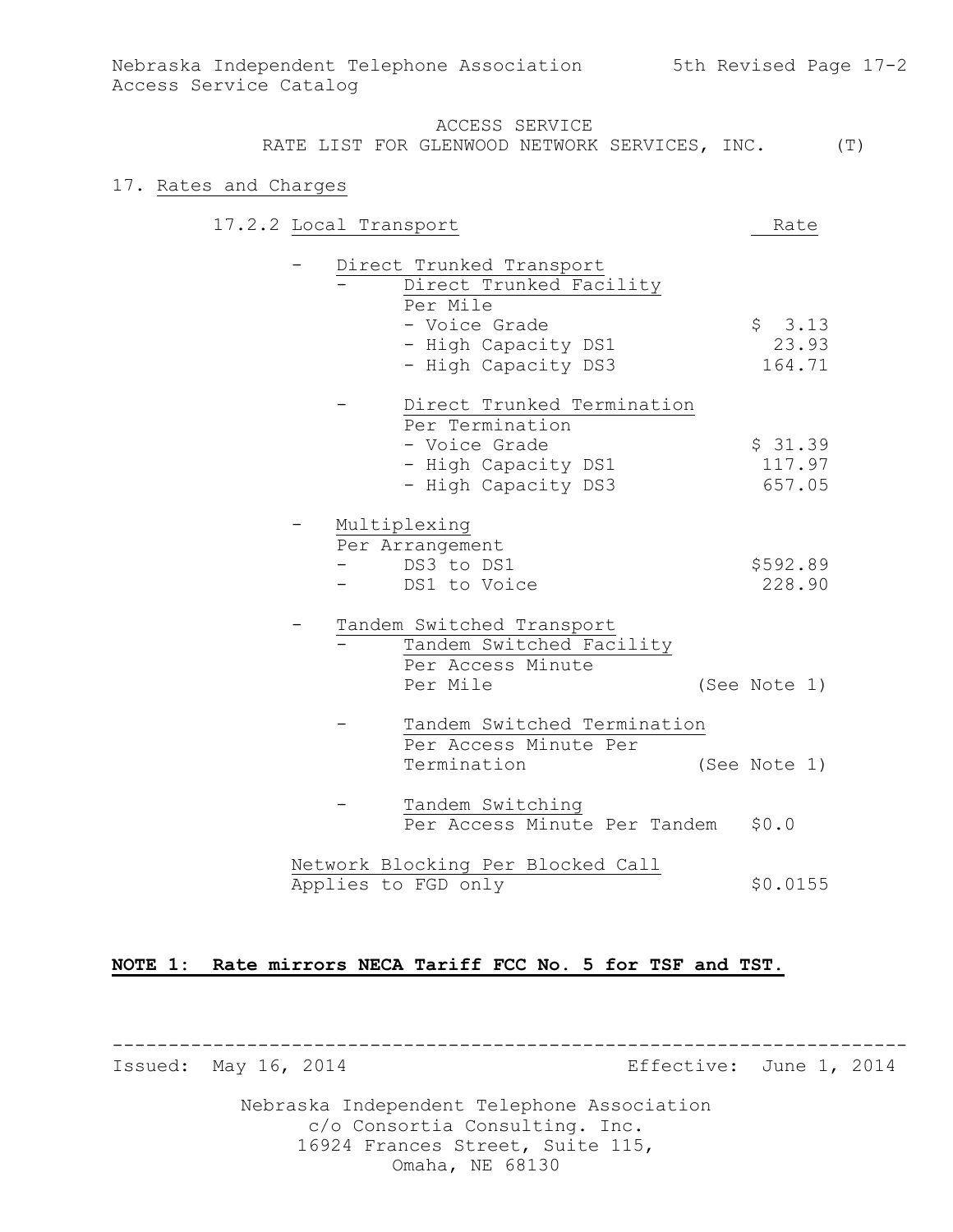ACCESS SERVICE
RATE LIST FOR GLENWOOD NETWORK SERVICES, INC. (T)

## 17. Rates and Charges

### 17.2.2 Local Transport

| | Rate |
|---|---|
| - Direct Trunked Transport | |
| - Direct Trunked Facility | |
| Per Mile | |
| - Voice Grade | $ 3.13 |
| - High Capacity DS1 | 23.93 |
| - High Capacity DS3 | 164.71 |
| - Direct Trunked Termination | |
| Per Termination | |
| - Voice Grade | $ 31.39 |
| - High Capacity DS1 | 117.97 |
| - High Capacity DS3 | 657.05 |
| - Multiplexing | |
| Per Arrangement | |
| - DS3 to DS1 | $592.89 |
| - DS1 to Voice | 228.90 |
| - Tandem Switched Transport | |
| - Tandem Switched Facility | |
| Per Access Minute Per Mile | (See Note 1) |
| - Tandem Switched Termination | |
| Per Access Minute Per Termination | (See Note 1) |
| - Tandem Switching | |
| Per Access Minute Per Tandem | $0.0 |
| Network Blocking Per Blocked Call | |
| Applies to FGD only | $0.0155 |

**NOTE 1: Rate mirrors NECA Tariff FCC No. 5 for TSF and TST.**

Issued: May 16, 2014 Effective: June 1, 2014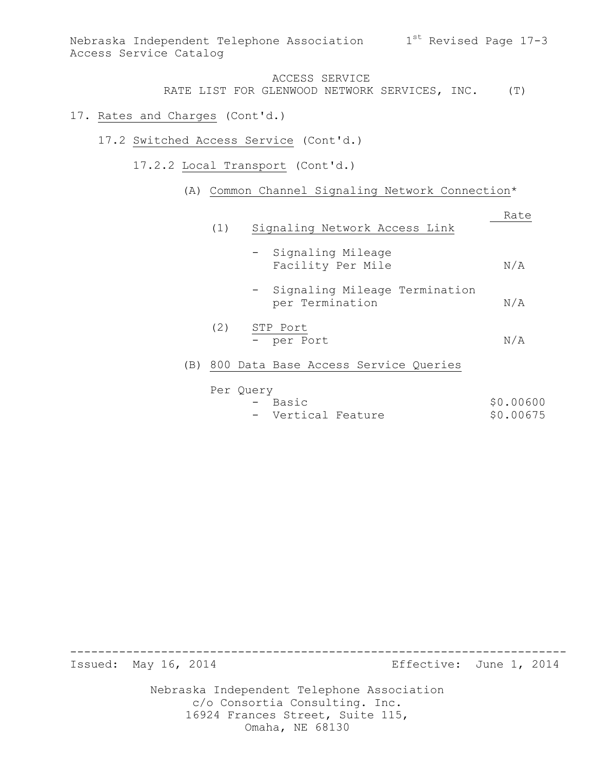ACCESS SERVICE
RATE LIST FOR GLENWOOD NETWORK SERVICES, INC. (T)

17. Rates and Charges (Cont'd.)

17.2 Switched Access Service (Cont'd.)

17.2.2 Local Transport (Cont'd.)

(A) Common Channel Signaling Network Connection*

| | Rate |
|---|---|
| (1) Signaling Network Access Link | |
| - Signaling Mileage Facility Per Mile | N/A |
| - Signaling Mileage Termination per Termination | N/A |
| (2) STP Port - per Port | N/A |

(B) 800 Data Base Access Service Queries

| Per Query | |
|---|---|
| - Basic | $0.00600 |
| - Vertical Feature | $0.00675 |

Issued: May 16, 2014 Effective: June 1, 2014

Nebraska Independent Telephone Association
c/o Consortia Consulting. Inc.
16924 Frances Street, Suite 115,
Omaha, NE 68130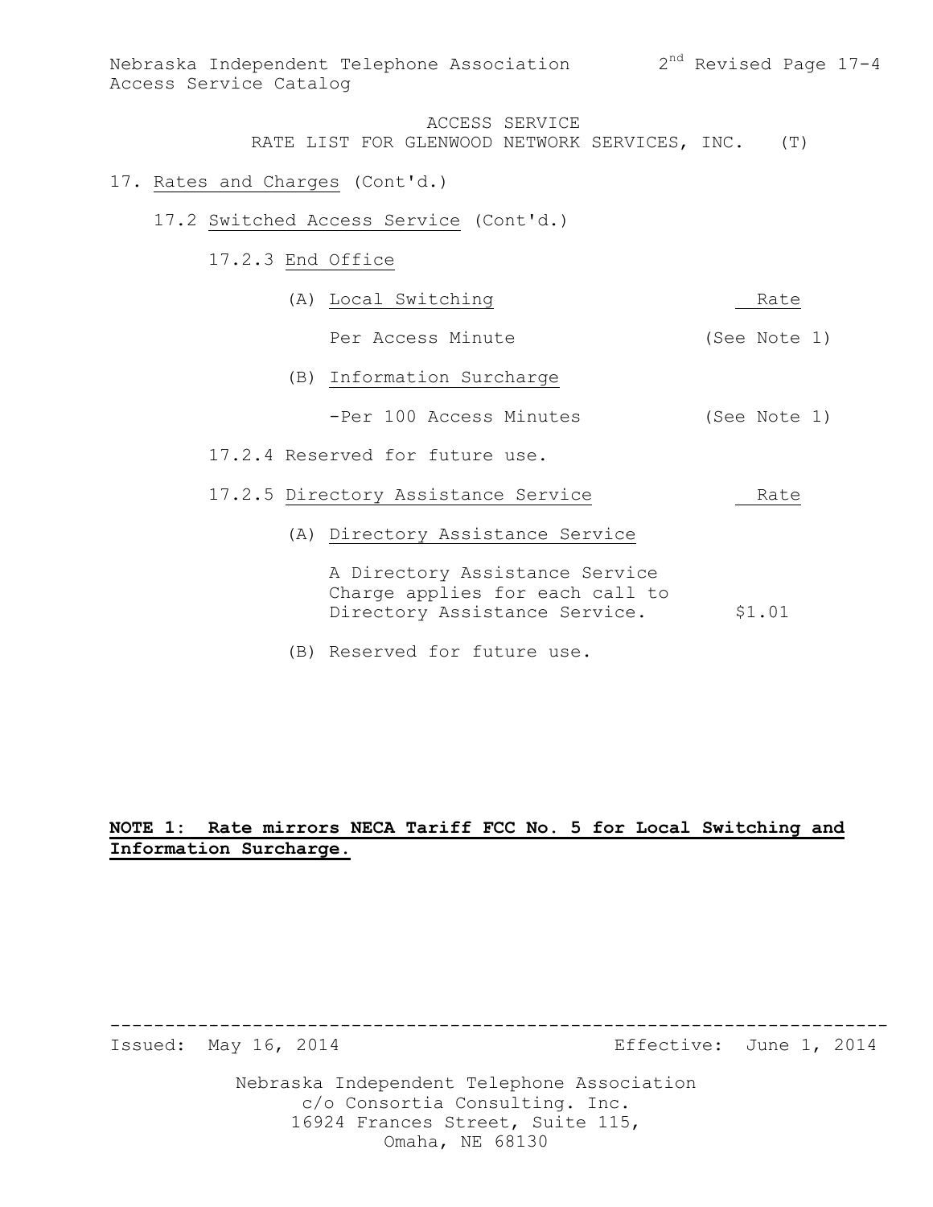ACCESS SERVICE
RATE LIST FOR GLENWOOD NETWORK SERVICES, INC. (T)

17. Rates and Charges (Cont'd.)

17.2 Switched Access Service (Cont'd.)

17.2.3 End Office

| | Rate |
|---|---|
| (A) Local Switching | |
| Per Access Minute | (See Note 1) |
| (B) Information Surcharge | |
| -Per 100 Access Minutes | (See Note 1) |

17.2.4 Reserved for future use.

| 17.2.5 Directory Assistance Service | Rate |
|---|---|
| (A) Directory Assistance Service | |
| A Directory Assistance Service Charge applies for each call to Directory Assistance Service. | $1.01 |

(B) Reserved for future use.

**NOTE 1: Rate mirrors NECA Tariff FCC No. 5 for Local Switching and Information Surcharge.**

Issued: May 16, 2014 Effective: June 1, 2014

Nebraska Independent Telephone Association
c/o Consortia Consulting. Inc.
16924 Frances Street, Suite 115,
Omaha, NE 68130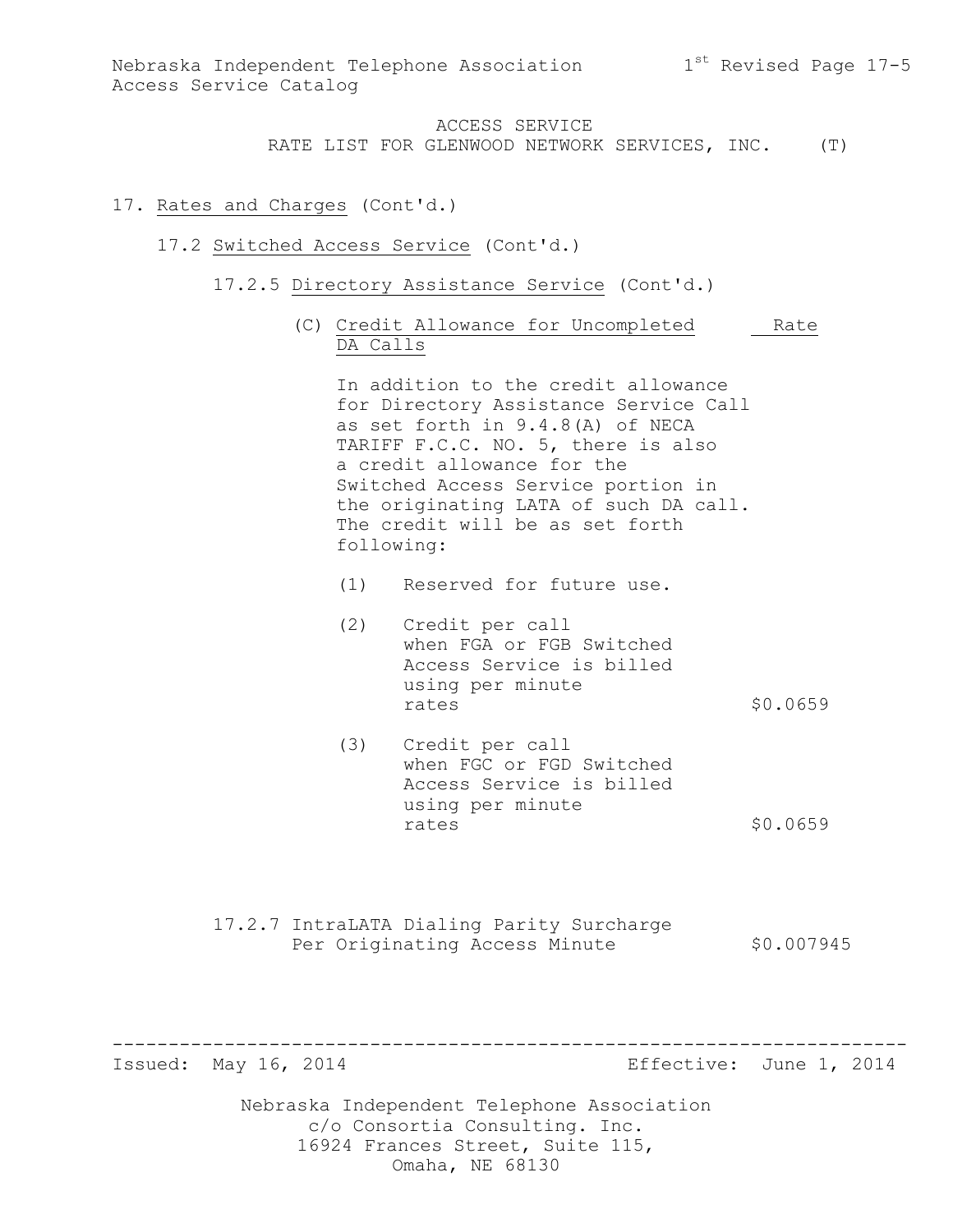ACCESS SERVICE
RATE LIST FOR GLENWOOD NETWORK SERVICES, INC. (T)

17. Rates and Charges (Cont'd.)

17.2 Switched Access Service (Cont'd.)

17.2.5 Directory Assistance Service (Cont'd.)

(C) Credit Allowance for Uncompleted DA Calls — Rate

In addition to the credit allowance for Directory Assistance Service Call as set forth in 9.4.8(A) of NECA TARIFF F.C.C. NO. 5, there is also a credit allowance for the Switched Access Service portion in the originating LATA of such DA call. The credit will be as set forth following:

| | | Rate |
|---|---|---|
| (1) | Reserved for future use. | |
| (2) | Credit per call when FGA or FGB Switched Access Service is billed using per minute rates | $0.0659 |
| (3) | Credit per call when FGC or FGD Switched Access Service is billed using per minute rates | $0.0659 |

17.2.7 IntraLATA Dialing Parity Surcharge Per Originating Access Minute — $0.007945

Issued: May 16, 2014 Effective: June 1, 2014

Nebraska Independent Telephone Association
c/o Consortia Consulting. Inc.
16924 Frances Street, Suite 115,
Omaha, NE 68130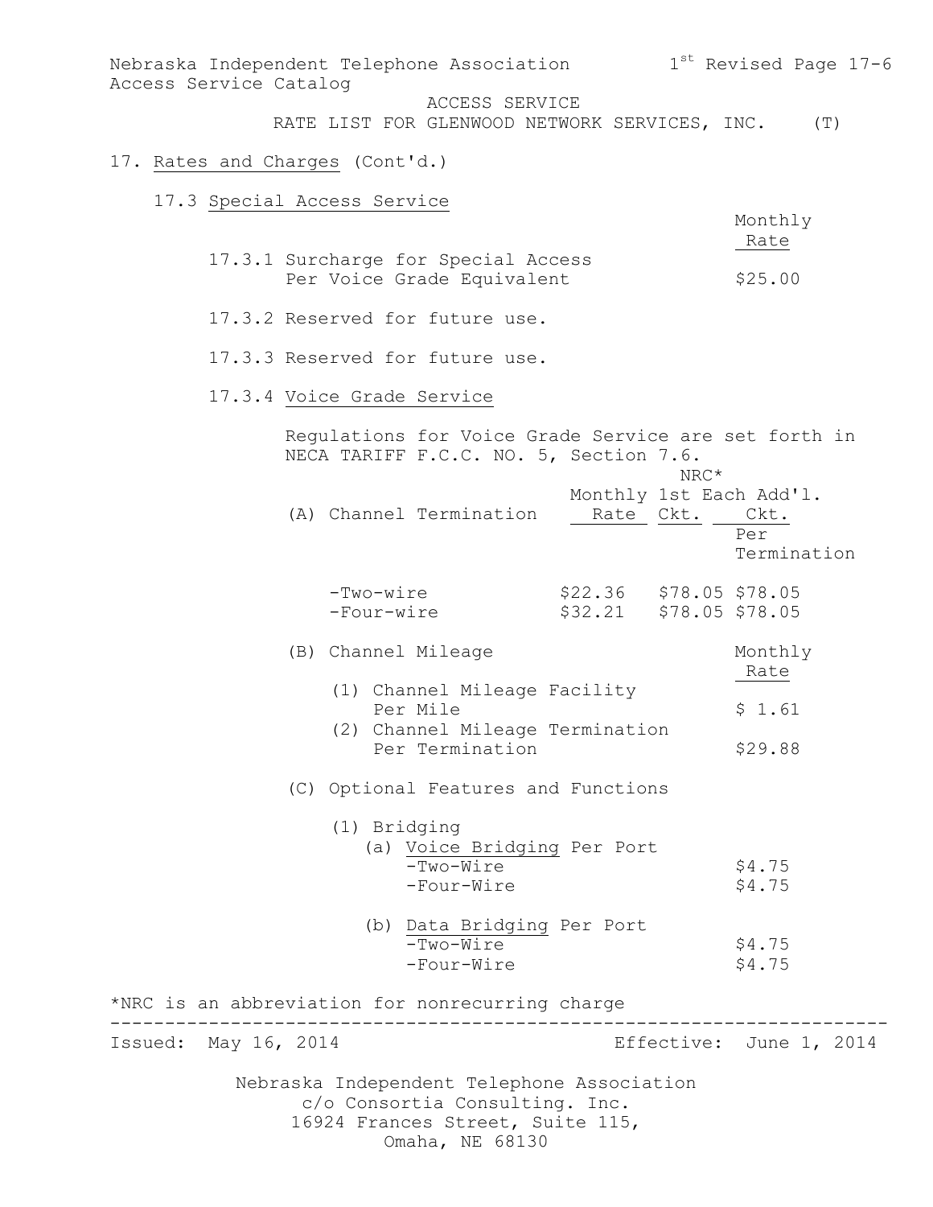ACCESS SERVICE
RATE LIST FOR GLENWOOD NETWORK SERVICES, INC. (T)

17. Rates and Charges (Cont'd.)

17.3 Special Access Service

| | Monthly Rate |
|---|---|
| 17.3.1 Surcharge for Special Access Per Voice Grade Equivalent | $25.00 |

17.3.2 Reserved for future use.

17.3.3 Reserved for future use.

17.3.4 Voice Grade Service

Regulations for Voice Grade Service are set forth in NECA TARIFF F.C.C. NO. 5, Section 7.6.

| (A) Channel Termination | Monthly Rate | NRC* 1st Ckt. | NRC* Each Add'l. Ckt. Per Termination |
|---|---|---|---|
| -Two-wire | $22.36 | $78.05 | $78.05 |
| -Four-wire | $32.21 | $78.05 | $78.05 |

| (B) Channel Mileage | Monthly Rate |
|---|---|
| (1) Channel Mileage Facility Per Mile | $ 1.61 |
| (2) Channel Mileage Termination Per Termination | $29.88 |

(C) Optional Features and Functions

| (1) Bridging | |
|---|---|
| (a) Voice Bridging Per Port | |
| -Two-Wire | $4.75 |
| -Four-Wire | $4.75 |
| (b) Data Bridging Per Port | |
| -Two-Wire | $4.75 |
| -Four-Wire | $4.75 |

*NRC is an abbreviation for nonrecurring charge

Issued: May 16, 2014 Effective: June 1, 2014

Nebraska Independent Telephone Association
c/o Consortia Consulting. Inc.
16924 Frances Street, Suite 115,
Omaha, NE 68130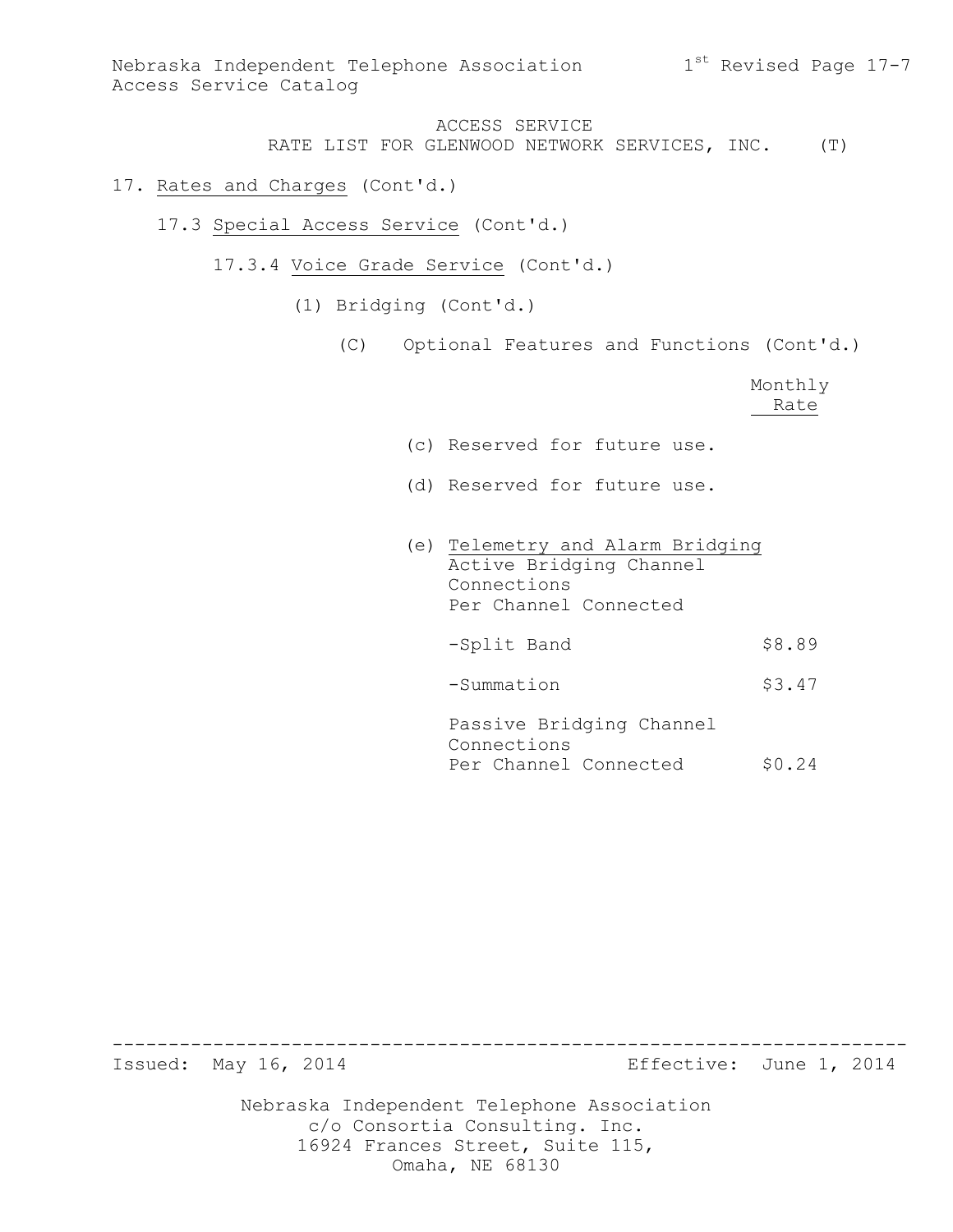ACCESS SERVICE
RATE LIST FOR GLENWOOD NETWORK SERVICES, INC. (T)

17. Rates and Charges (Cont'd.)

17.3 Special Access Service (Cont'd.)

17.3.4 Voice Grade Service (Cont'd.)

(1) Bridging (Cont'd.)

(C) Optional Features and Functions (Cont'd.)

| | Monthly Rate |
|---|---|
| (c) Reserved for future use. | |
| (d) Reserved for future use. | |
| (e) Telemetry and Alarm Bridging<br>Active Bridging Channel Connections<br>Per Channel Connected | |
| -Split Band | $8.89 |
| -Summation | $3.47 |
| Passive Bridging Channel Connections<br>Per Channel Connected | $0.24 |

Issued: May 16, 2014 Effective: June 1, 2014

Nebraska Independent Telephone Association
c/o Consortia Consulting. Inc.
16924 Frances Street, Suite 115,
Omaha, NE 68130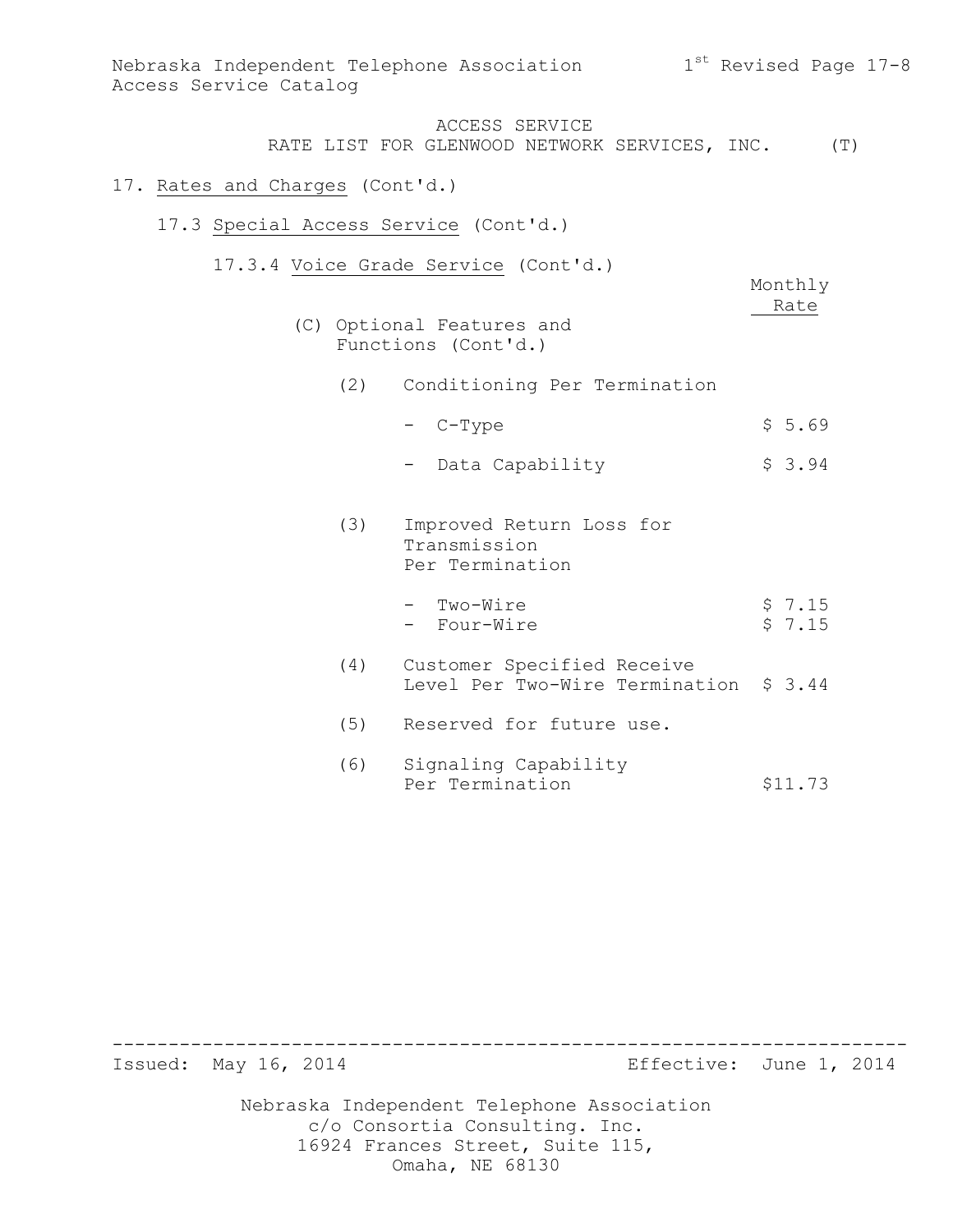ACCESS SERVICE
RATE LIST FOR GLENWOOD NETWORK SERVICES, INC. (T)

17. Rates and Charges (Cont'd.)

17.3 Special Access Service (Cont'd.)

17.3.4 Voice Grade Service (Cont'd.)

(C) Optional Features and Functions (Cont'd.)

| | Monthly Rate |
|---|---|
| (2) Conditioning Per Termination | |
| - C-Type | $ 5.69 |
| - Data Capability | $ 3.94 |
| (3) Improved Return Loss for Transmission Per Termination | |
| - Two-Wire | $ 7.15 |
| - Four-Wire | $ 7.15 |
| (4) Customer Specified Receive Level Per Two-Wire Termination | $ 3.44 |
| (5) Reserved for future use. | |
| (6) Signaling Capability Per Termination | $11.73 |

Issued: May 16, 2014 Effective: June 1, 2014

Nebraska Independent Telephone Association
c/o Consortia Consulting. Inc.
16924 Frances Street, Suite 115,
Omaha, NE 68130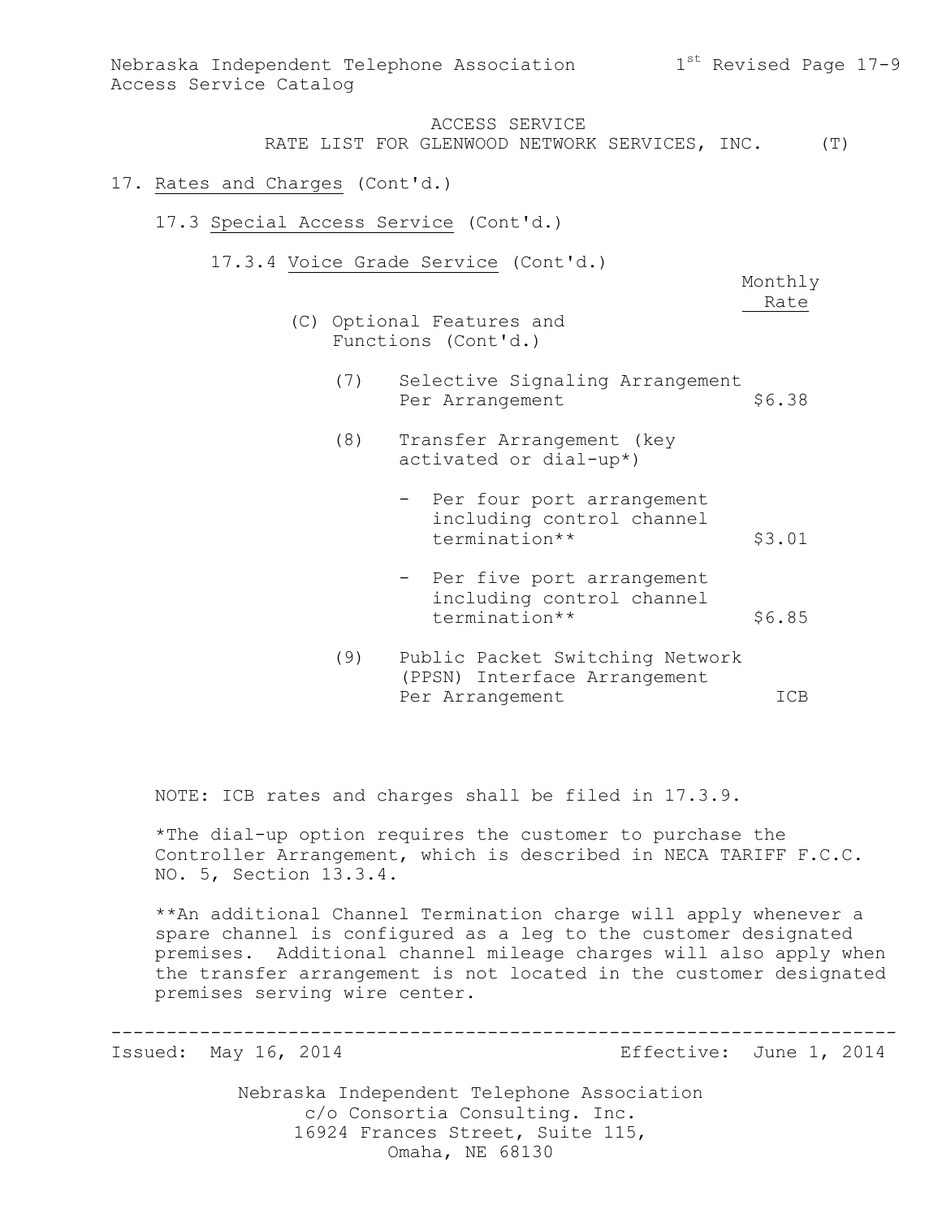ACCESS SERVICE
RATE LIST FOR GLENWOOD NETWORK SERVICES, INC. (T)

17. Rates and Charges (Cont'd.)

17.3 Special Access Service (Cont'd.)

17.3.4 Voice Grade Service (Cont'd.)

(C) Optional Features and Functions (Cont'd.)

| | Monthly Rate |
|---|---|
| (7) Selective Signaling Arrangement Per Arrangement | $6.38 |
| (8) Transfer Arrangement (key activated or dial-up*) | |
| - Per four port arrangement including control channel termination** | $3.01 |
| - Per five port arrangement including control channel termination** | $6.85 |
| (9) Public Packet Switching Network (PPSN) Interface Arrangement Per Arrangement | ICB |

NOTE: ICB rates and charges shall be filed in 17.3.9.

*The dial-up option requires the customer to purchase the Controller Arrangement, which is described in NECA TARIFF F.C.C. NO. 5, Section 13.3.4.

**An additional Channel Termination charge will apply whenever a spare channel is configured as a leg to the customer designated premises. Additional channel mileage charges will also apply when the transfer arrangement is not located in the customer designated premises serving wire center.

Issued: May 16, 2014 Effective: June 1, 2014

Nebraska Independent Telephone Association
c/o Consortia Consulting. Inc.
16924 Frances Street, Suite 115,
Omaha, NE 68130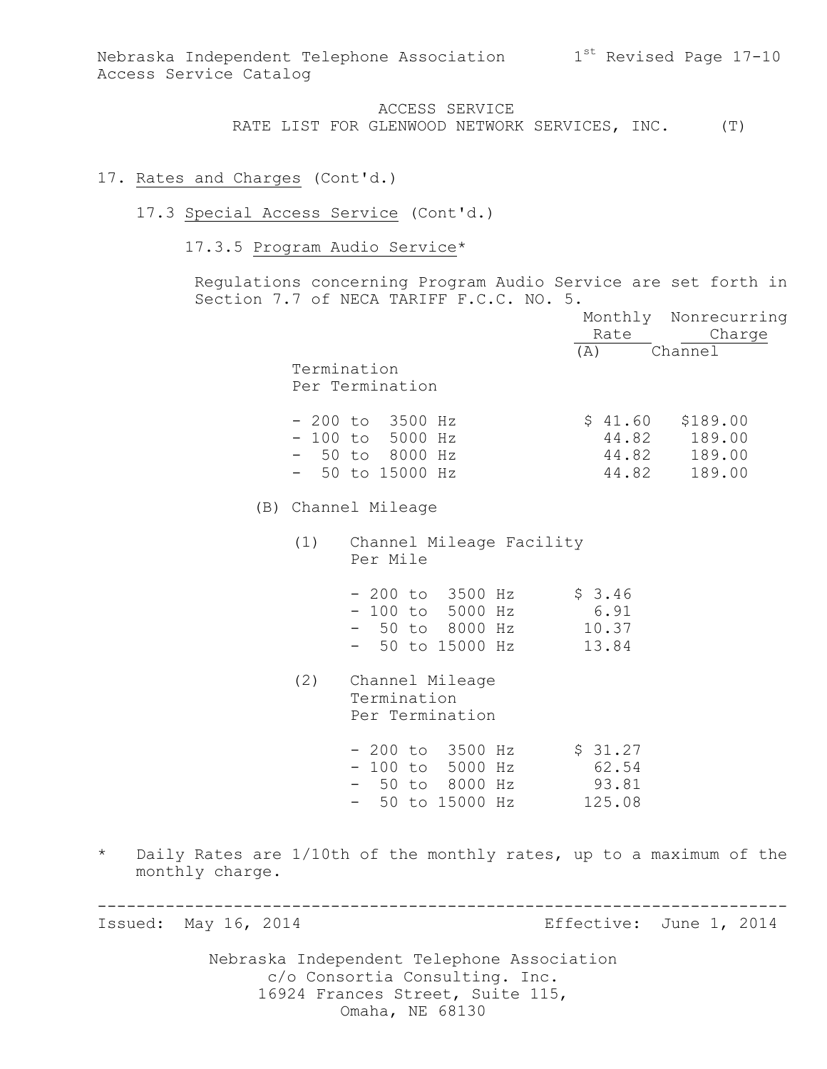ACCESS SERVICE
RATE LIST FOR GLENWOOD NETWORK SERVICES, INC. (T)

17. Rates and Charges (Cont'd.)

17.3 Special Access Service (Cont'd.)

17.3.5 Program Audio Service*

Regulations concerning Program Audio Service are set forth in Section 7.7 of NECA TARIFF F.C.C. NO. 5.

| | Monthly Rate | Nonrecurring Charge |
|---|---|---|
| (A) Channel Termination Per Termination | | |
| - 200 to 3500 Hz | $ 41.60 | $189.00 |
| - 100 to 5000 Hz | 44.82 | 189.00 |
| - 50 to 8000 Hz | 44.82 | 189.00 |
| - 50 to 15000 Hz | 44.82 | 189.00 |

(B) Channel Mileage

(1) Channel Mileage Facility Per Mile

| | Monthly Rate |
|---|---|
| - 200 to 3500 Hz | $ 3.46 |
| - 100 to 5000 Hz | 6.91 |
| - 50 to 8000 Hz | 10.37 |
| - 50 to 15000 Hz | 13.84 |

(2) Channel Mileage Termination Per Termination

| | Monthly Rate |
|---|---|
| - 200 to 3500 Hz | $ 31.27 |
| - 100 to 5000 Hz | 62.54 |
| - 50 to 8000 Hz | 93.81 |
| - 50 to 15000 Hz | 125.08 |

\* Daily Rates are 1/10th of the monthly rates, up to a maximum of the monthly charge.

Issued: May 16, 2014 Effective: June 1, 2014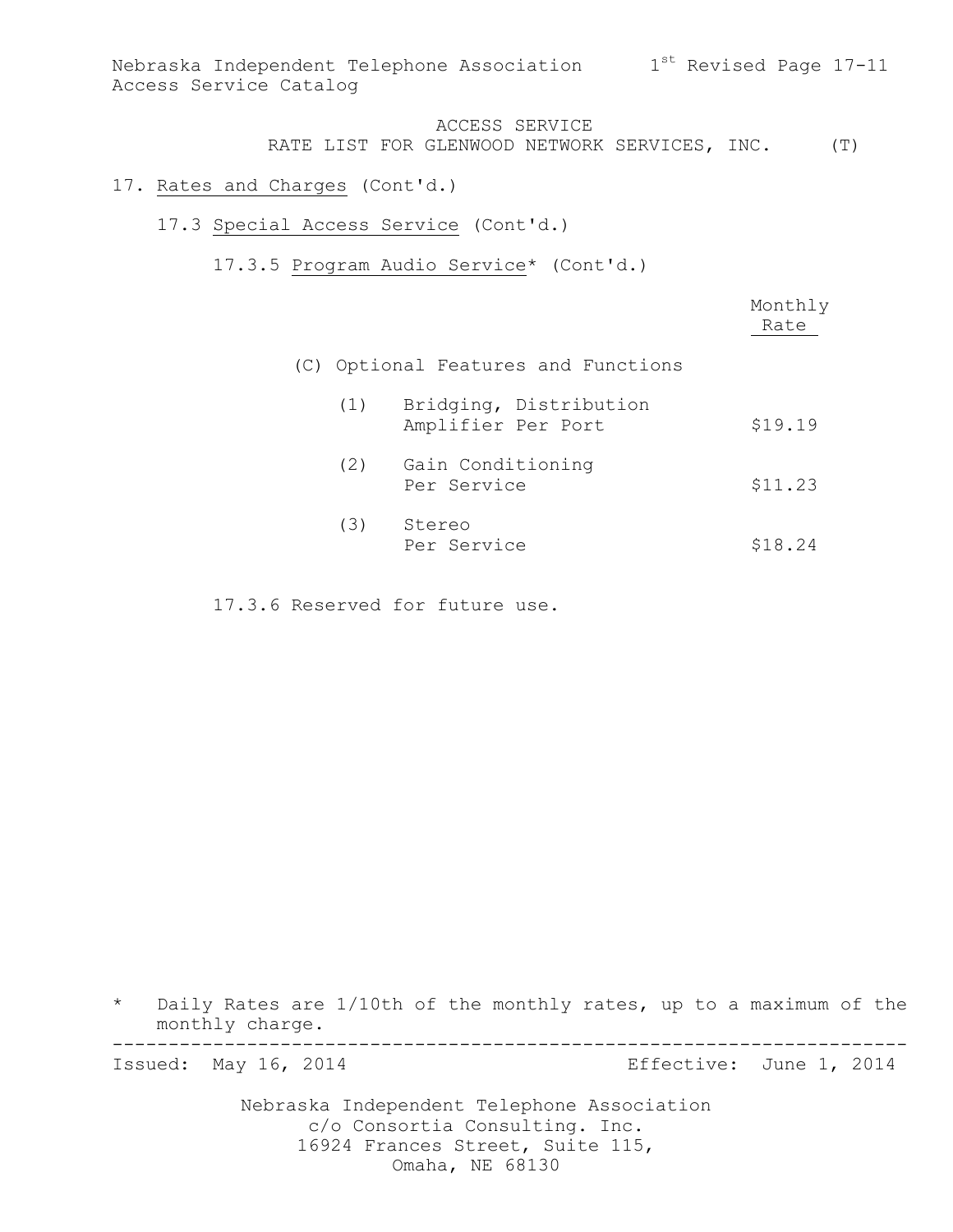ACCESS SERVICE
RATE LIST FOR GLENWOOD NETWORK SERVICES, INC. (T)

17. Rates and Charges (Cont'd.)

17.3 Special Access Service (Cont'd.)

17.3.5 Program Audio Service* (Cont'd.)

| | Monthly Rate |
|---|---|
| (C) Optional Features and Functions | |
| (1) Bridging, Distribution Amplifier Per Port | $19.19 |
| (2) Gain Conditioning Per Service | $11.23 |
| (3) Stereo Per Service | $18.24 |

17.3.6 Reserved for future use.

\* Daily Rates are 1/10th of the monthly rates, up to a maximum of the monthly charge.

Issued: May 16, 2014 Effective: June 1, 2014

Nebraska Independent Telephone Association
c/o Consortia Consulting. Inc.
16924 Frances Street, Suite 115,
Omaha, NE 68130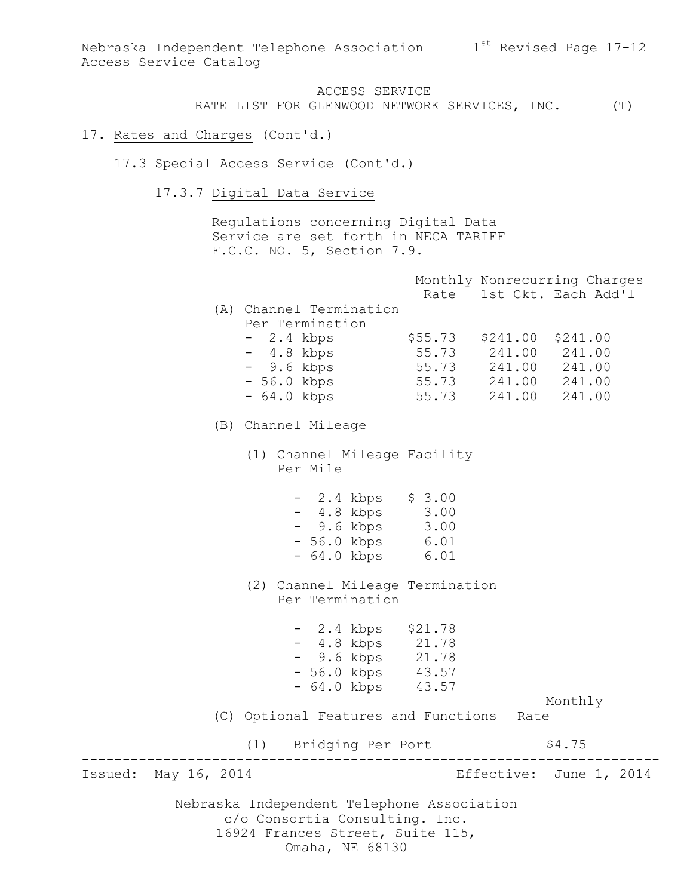ACCESS SERVICE

RATE LIST FOR GLENWOOD NETWORK SERVICES, INC. (T)

17. Rates and Charges (Cont'd.)

17.3 Special Access Service (Cont'd.)

17.3.7 Digital Data Service

Regulations concerning Digital Data Service are set forth in NECA TARIFF F.C.C. NO. 5, Section 7.9.

| | Monthly Rate | Nonrecurring Charges 1st Ckt. | Nonrecurring Charges Each Add'l |
|---|---|---|---|
| (A) Channel Termination Per Termination | | | |
| - 2.4 kbps | $55.73 | $241.00 | $241.00 |
| - 4.8 kbps | 55.73 | 241.00 | 241.00 |
| - 9.6 kbps | 55.73 | 241.00 | 241.00 |
| - 56.0 kbps | 55.73 | 241.00 | 241.00 |
| - 64.0 kbps | 55.73 | 241.00 | 241.00 |

(B) Channel Mileage

(1) Channel Mileage Facility Per Mile

| | Monthly Rate |
|---|---|
| - 2.4 kbps | $ 3.00 |
| - 4.8 kbps | 3.00 |
| - 9.6 kbps | 3.00 |
| - 56.0 kbps | 6.01 |
| - 64.0 kbps | 6.01 |

(2) Channel Mileage Termination Per Termination

| | Monthly Rate |
|---|---|
| - 2.4 kbps | $21.78 |
| - 4.8 kbps | 21.78 |
| - 9.6 kbps | 21.78 |
| - 56.0 kbps | 43.57 |
| - 64.0 kbps | 43.57 |

| (C) Optional Features and Functions | Monthly Rate |
|---|---|
| (1) Bridging Per Port | $4.75 |

Issued: May 16, 2014 Effective: June 1, 2014

Nebraska Independent Telephone Association
c/o Consortia Consulting. Inc.
16924 Frances Street, Suite 115,
Omaha, NE 68130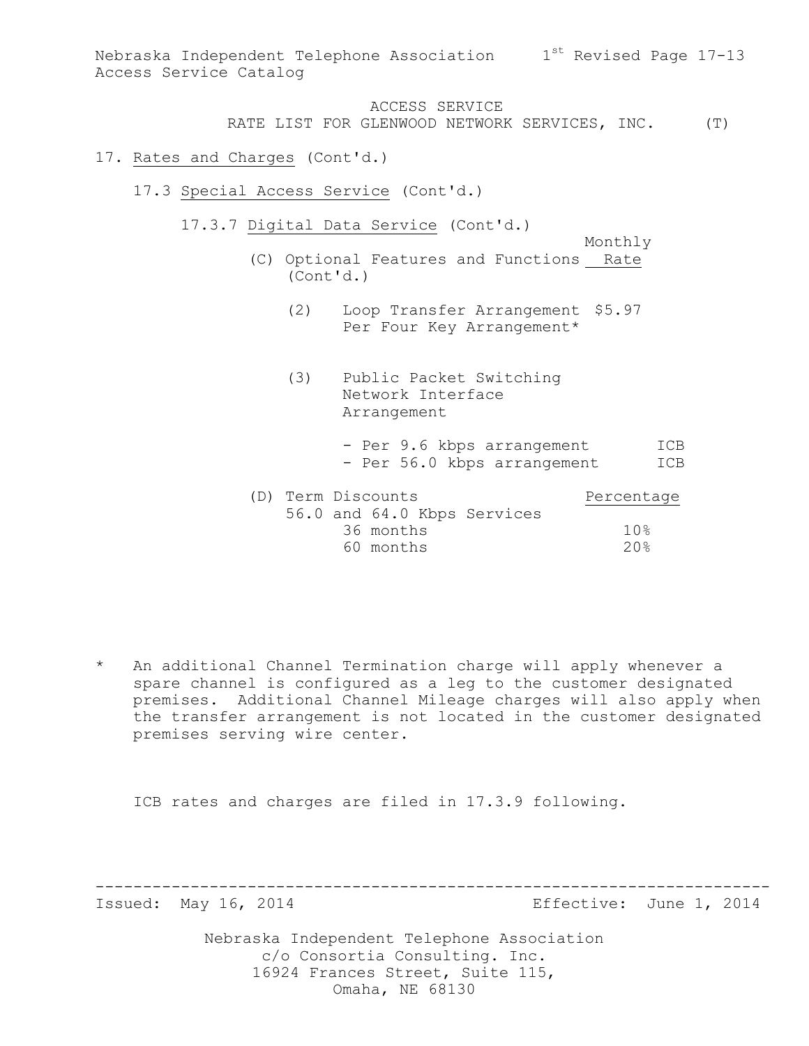ACCESS SERVICE
RATE LIST FOR GLENWOOD NETWORK SERVICES, INC. (T)

17. Rates and Charges (Cont'd.)

17.3 Special Access Service (Cont'd.)

17.3.7 Digital Data Service (Cont'd.)

(C) Optional Features and Functions (Cont'd.)

| | Monthly Rate |
|---|---|
| (2) Loop Transfer Arrangement Per Four Key Arrangement* | $5.97 |
| (3) Public Packet Switching Network Interface Arrangement | |
| - Per 9.6 kbps arrangement | ICB |
| - Per 56.0 kbps arrangement | ICB |

(D) Term Discounts

| 56.0 and 64.0 Kbps Services | Percentage |
|---|---|
| 36 months | 10% |
| 60 months | 20% |

\* An additional Channel Termination charge will apply whenever a spare channel is configured as a leg to the customer designated premises. Additional Channel Mileage charges will also apply when the transfer arrangement is not located in the customer designated premises serving wire center.

ICB rates and charges are filed in 17.3.9 following.

Issued: May 16, 2014 Effective: June 1, 2014

Nebraska Independent Telephone Association
c/o Consortia Consulting. Inc.
16924 Frances Street, Suite 115,
Omaha, NE 68130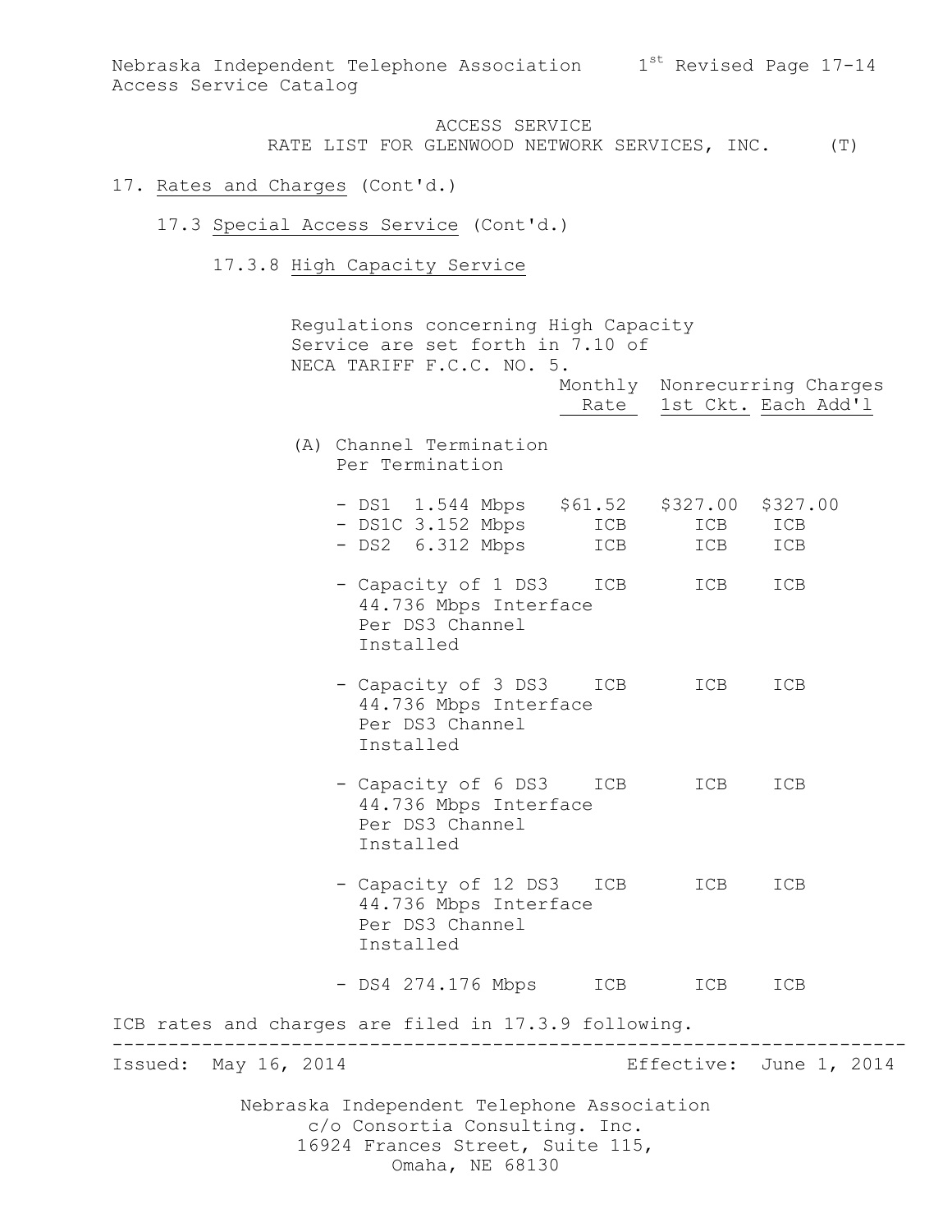ACCESS SERVICE
RATE LIST FOR GLENWOOD NETWORK SERVICES, INC. (T)

17. Rates and Charges (Cont'd.)

17.3 Special Access Service (Cont'd.)

17.3.8 High Capacity Service

Regulations concerning High Capacity Service are set forth in 7.10 of NECA TARIFF F.C.C. NO. 5.

| | Monthly Rate | Nonrecurring Charges 1st Ckt. | Each Add'l |
|---|---|---|---|
| (A) Channel Termination Per Termination | | | |
| - DS1 1.544 Mbps | $61.52 | $327.00 | $327.00 |
| - DS1C 3.152 Mbps | ICB | ICB | ICB |
| - DS2 6.312 Mbps | ICB | ICB | ICB |
| - Capacity of 1 DS3 44.736 Mbps Interface Per DS3 Channel Installed | ICB | ICB | ICB |
| - Capacity of 3 DS3 44.736 Mbps Interface Per DS3 Channel Installed | ICB | ICB | ICB |
| - Capacity of 6 DS3 44.736 Mbps Interface Per DS3 Channel Installed | ICB | ICB | ICB |
| - Capacity of 12 DS3 44.736 Mbps Interface Per DS3 Channel Installed | ICB | ICB | ICB |
| - DS4 274.176 Mbps | ICB | ICB | ICB |

ICB rates and charges are filed in 17.3.9 following.

Issued: May 16, 2014 Effective: June 1, 2014

Nebraska Independent Telephone Association
c/o Consortia Consulting. Inc.
16924 Frances Street, Suite 115,
Omaha, NE 68130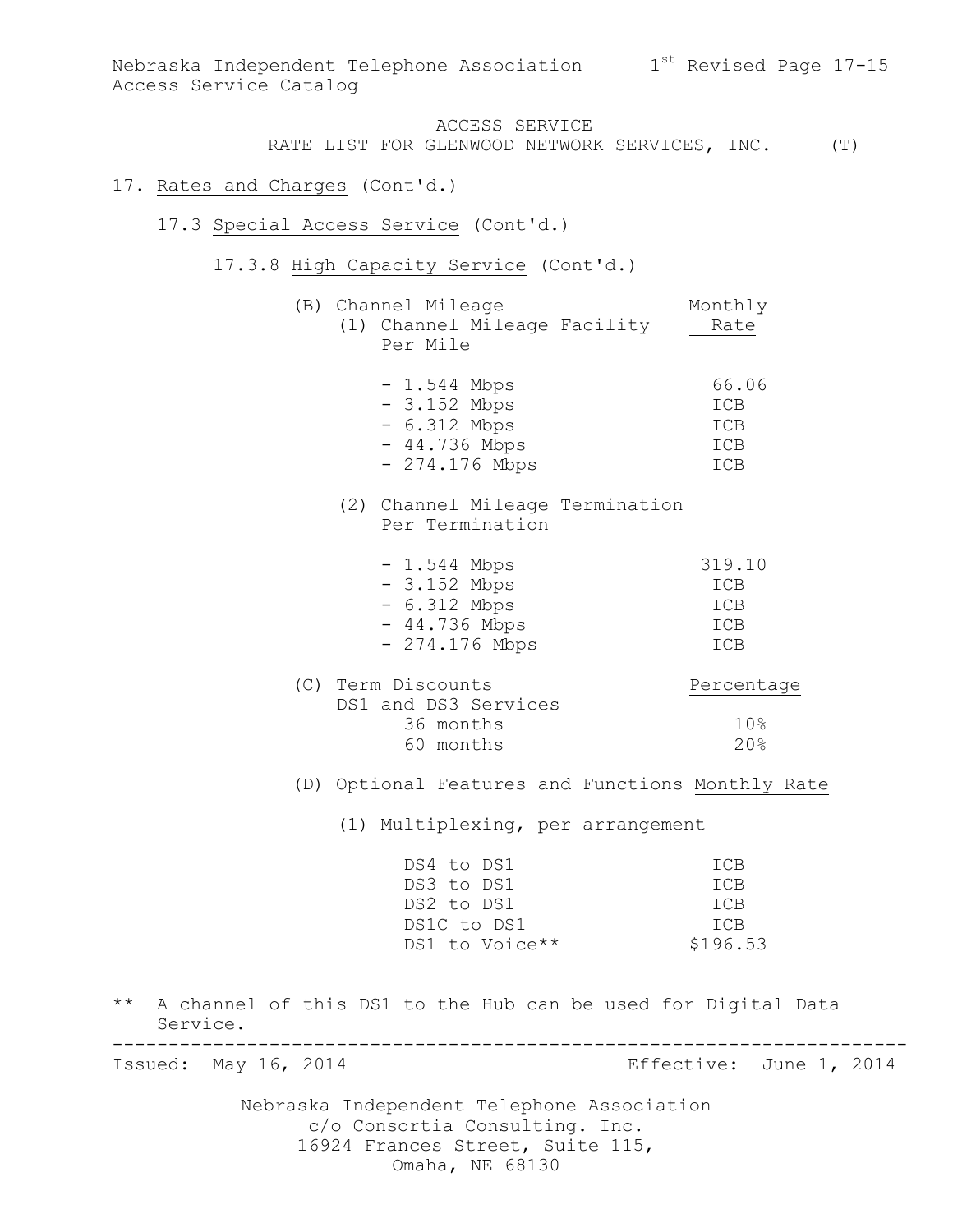ACCESS SERVICE
RATE LIST FOR GLENWOOD NETWORK SERVICES, INC. (T)

17. Rates and Charges (Cont'd.)

17.3 Special Access Service (Cont'd.)

17.3.8 High Capacity Service (Cont'd.)

(B) Channel Mileage

| (1) Channel Mileage Facility Per Mile | Monthly Rate |
|---|---|
| - 1.544 Mbps | 66.06 |
| - 3.152 Mbps | ICB |
| - 6.312 Mbps | ICB |
| - 44.736 Mbps | ICB |
| - 274.176 Mbps | ICB |

| (2) Channel Mileage Termination Per Termination | Monthly Rate |
|---|---|
| - 1.544 Mbps | 319.10 |
| - 3.152 Mbps | ICB |
| - 6.312 Mbps | ICB |
| - 44.736 Mbps | ICB |
| - 274.176 Mbps | ICB |

| (C) Term Discounts DS1 and DS3 Services | Percentage |
|---|---|
| 36 months | 10% |
| 60 months | 20% |

(D) Optional Features and Functions

| (1) Multiplexing, per arrangement | Monthly Rate |
|---|---|
| DS4 to DS1 | ICB |
| DS3 to DS1 | ICB |
| DS2 to DS1 | ICB |
| DS1C to DS1 | ICB |
| DS1 to Voice** | $196.53 |

** A channel of this DS1 to the Hub can be used for Digital Data Service.

Issued: May 16, 2014 Effective: June 1, 2014

Nebraska Independent Telephone Association
c/o Consortia Consulting. Inc.
16924 Frances Street, Suite 115,
Omaha, NE 68130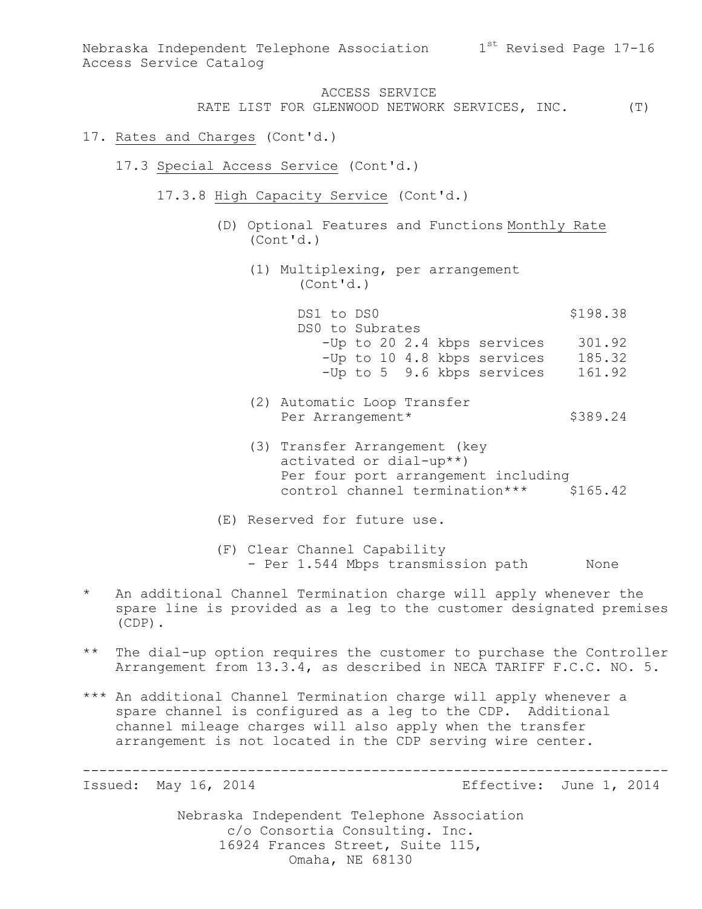ACCESS SERVICE
RATE LIST FOR GLENWOOD NETWORK SERVICES, INC. (T)

17. Rates and Charges (Cont'd.)

17.3 Special Access Service (Cont'd.)

17.3.8 High Capacity Service (Cont'd.)

(D) Optional Features and Functions (Cont'd.)

| | Monthly Rate |
|---|---|
| (1) Multiplexing, per arrangement (Cont'd.) | |
| DS1 to DS0 | $198.38 |
| DS0 to Subrates | |
| -Up to 20 2.4 kbps services | 301.92 |
| -Up to 10 4.8 kbps services | 185.32 |
| -Up to 5 9.6 kbps services | 161.92 |
| (2) Automatic Loop Transfer Per Arrangement* | $389.24 |
| (3) Transfer Arrangement (key activated or dial-up**) Per four port arrangement including control channel termination*** | $165.42 |

(E) Reserved for future use.

| (F) Clear Channel Capability | |
|---|---|
| - Per 1.544 Mbps transmission path | None |

\* An additional Channel Termination charge will apply whenever the spare line is provided as a leg to the customer designated premises (CDP).

\*\* The dial-up option requires the customer to purchase the Controller Arrangement from 13.3.4, as described in NECA TARIFF F.C.C. NO. 5.

\*\*\* An additional Channel Termination charge will apply whenever a spare channel is configured as a leg to the CDP. Additional channel mileage charges will also apply when the transfer arrangement is not located in the CDP serving wire center.

Issued: May 16, 2014 Effective: June 1, 2014

Nebraska Independent Telephone Association
c/o Consortia Consulting. Inc.
16924 Frances Street, Suite 115,
Omaha, NE 68130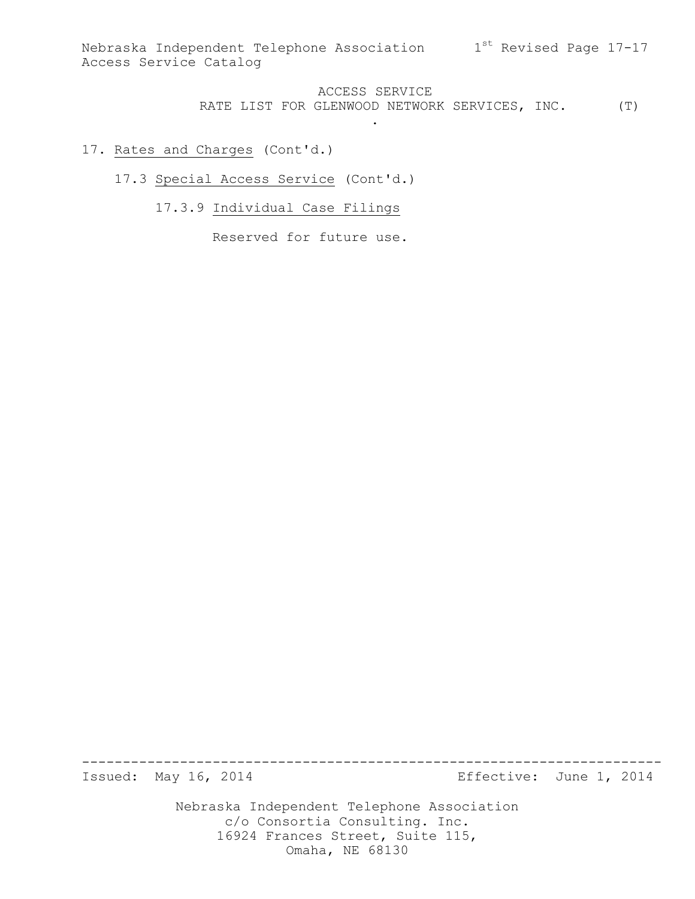ACCESS SERVICE

RATE LIST FOR GLENWOOD NETWORK SERVICES, INC. (T)

17. Rates and Charges (Cont'd.)

17.3 Special Access Service (Cont'd.)

17.3.9 Individual Case Filings

Reserved for future use.

Issued: May 16, 2014 Effective: June 1, 2014

Nebraska Independent Telephone Association
c/o Consortia Consulting. Inc.
16924 Frances Street, Suite 115,
Omaha, NE 68130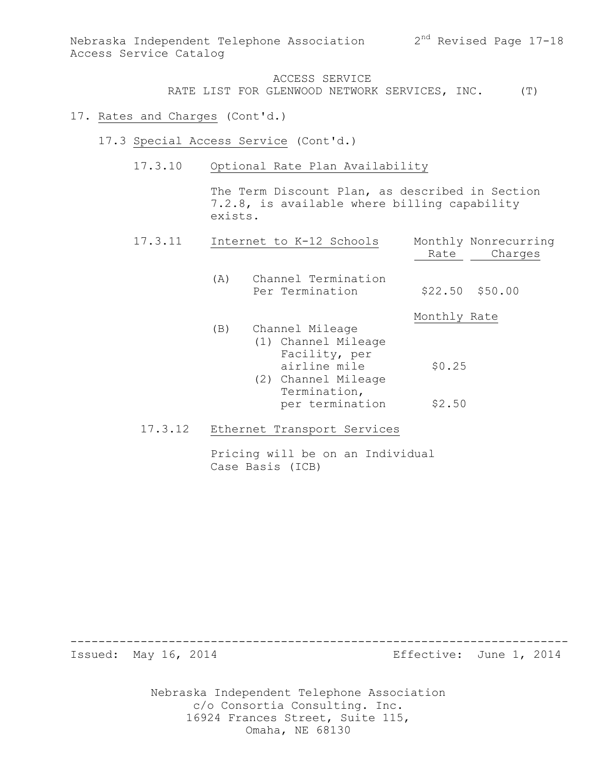ACCESS SERVICE
RATE LIST FOR GLENWOOD NETWORK SERVICES, INC. (T)

17. Rates and Charges (Cont'd.)

17.3 Special Access Service (Cont'd.)

17.3.10 Optional Rate Plan Availability

The Term Discount Plan, as described in Section 7.2.8, is available where billing capability exists.

17.3.11 Internet to K-12 Schools

| | Monthly Rate | Nonrecurring Charges |
|---|---|---|
| (A) Channel Termination Per Termination | $22.50 | $50.00 |

| | Monthly Rate |
|---|---|
| (B) Channel Mileage | |
| (1) Channel Mileage Facility, per airline mile | $0.25 |
| (2) Channel Mileage Termination, per termination | $2.50 |

17.3.12 Ethernet Transport Services

Pricing will be on an Individual Case Basis (ICB)

Issued: May 16, 2014 Effective: June 1, 2014

Nebraska Independent Telephone Association
c/o Consortia Consulting. Inc.
16924 Frances Street, Suite 115,
Omaha, NE 68130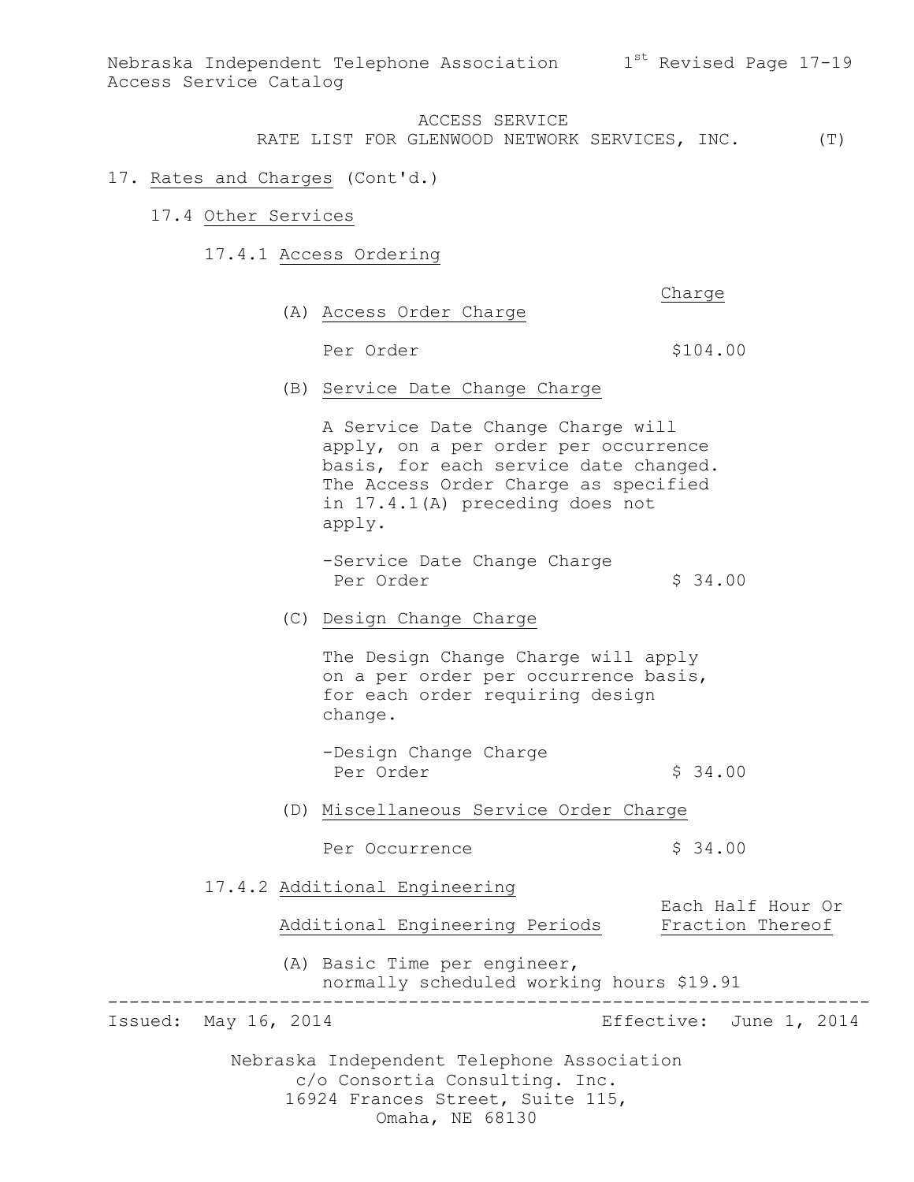ACCESS SERVICE

RATE LIST FOR GLENWOOD NETWORK SERVICES, INC. (T)

17. Rates and Charges (Cont'd.)

17.4 Other Services

17.4.1 Access Ordering

| | Charge |
|---|---|
| (A) Access Order Charge | |
| Per Order | $104.00 |

(B) Service Date Change Charge

A Service Date Change Charge will apply, on a per order per occurrence basis, for each service date changed. The Access Order Charge as specified in 17.4.1(A) preceding does not apply.

| | |
|---|---|
| -Service Date Change Charge Per Order | $ 34.00 |

(C) Design Change Charge

The Design Change Charge will apply on a per order per occurrence basis, for each order requiring design change.

| | |
|---|---|
| -Design Change Charge Per Order | $ 34.00 |

(D) Miscellaneous Service Order Charge

| | |
|---|---|
| Per Occurrence | $ 34.00 |

17.4.2 Additional Engineering

| Additional Engineering Periods | Each Half Hour Or Fraction Thereof |
|---|---|
| (A) Basic Time per engineer, normally scheduled working hours | $19.91 |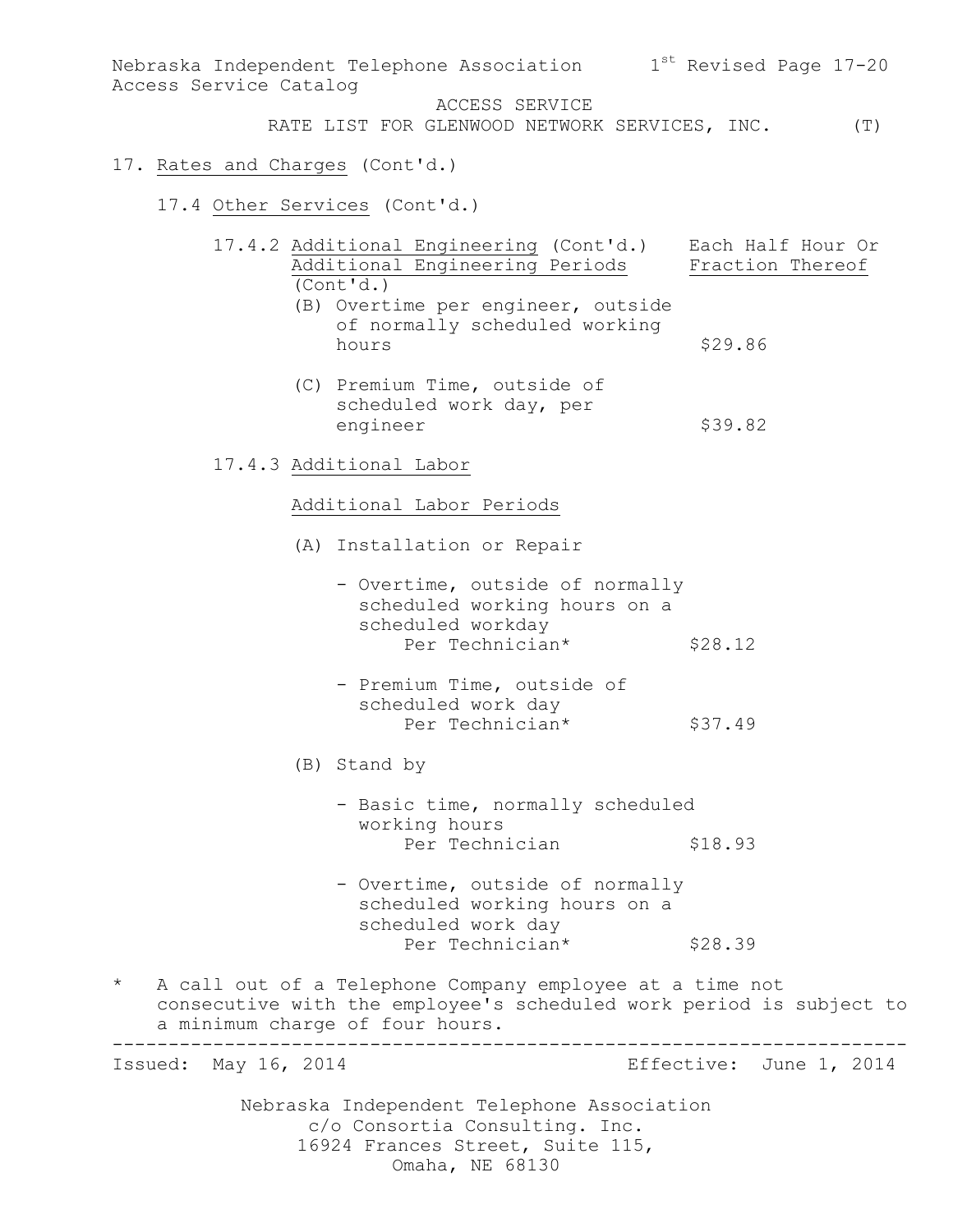ACCESS SERVICE
RATE LIST FOR GLENWOOD NETWORK SERVICES, INC. (T)

17. Rates and Charges (Cont'd.)

17.4 Other Services (Cont'd.)

17.4.2 Additional Engineering (Cont'd.)

| Additional Engineering Periods (Cont'd.) | Each Half Hour Or Fraction Thereof |
|---|---|
| (B) Overtime per engineer, outside of normally scheduled working hours | $29.86 |
| (C) Premium Time, outside of scheduled work day, per engineer | $39.82 |

17.4.3 Additional Labor

Additional Labor Periods

(A) Installation or Repair

| | |
|---|---|
| - Overtime, outside of normally scheduled working hours on a scheduled workday Per Technician* | $28.12 |
| - Premium Time, outside of scheduled work day Per Technician* | $37.49 |

(B) Stand by

| | |
|---|---|
| - Basic time, normally scheduled working hours Per Technician | $18.93 |
| - Overtime, outside of normally scheduled working hours on a scheduled work day Per Technician* | $28.39 |

\* A call out of a Telephone Company employee at a time not consecutive with the employee's scheduled work period is subject to a minimum charge of four hours.

Issued: May 16, 2014 Effective: June 1, 2014

Nebraska Independent Telephone Association
c/o Consortia Consulting. Inc.
16924 Frances Street, Suite 115,
Omaha, NE 68130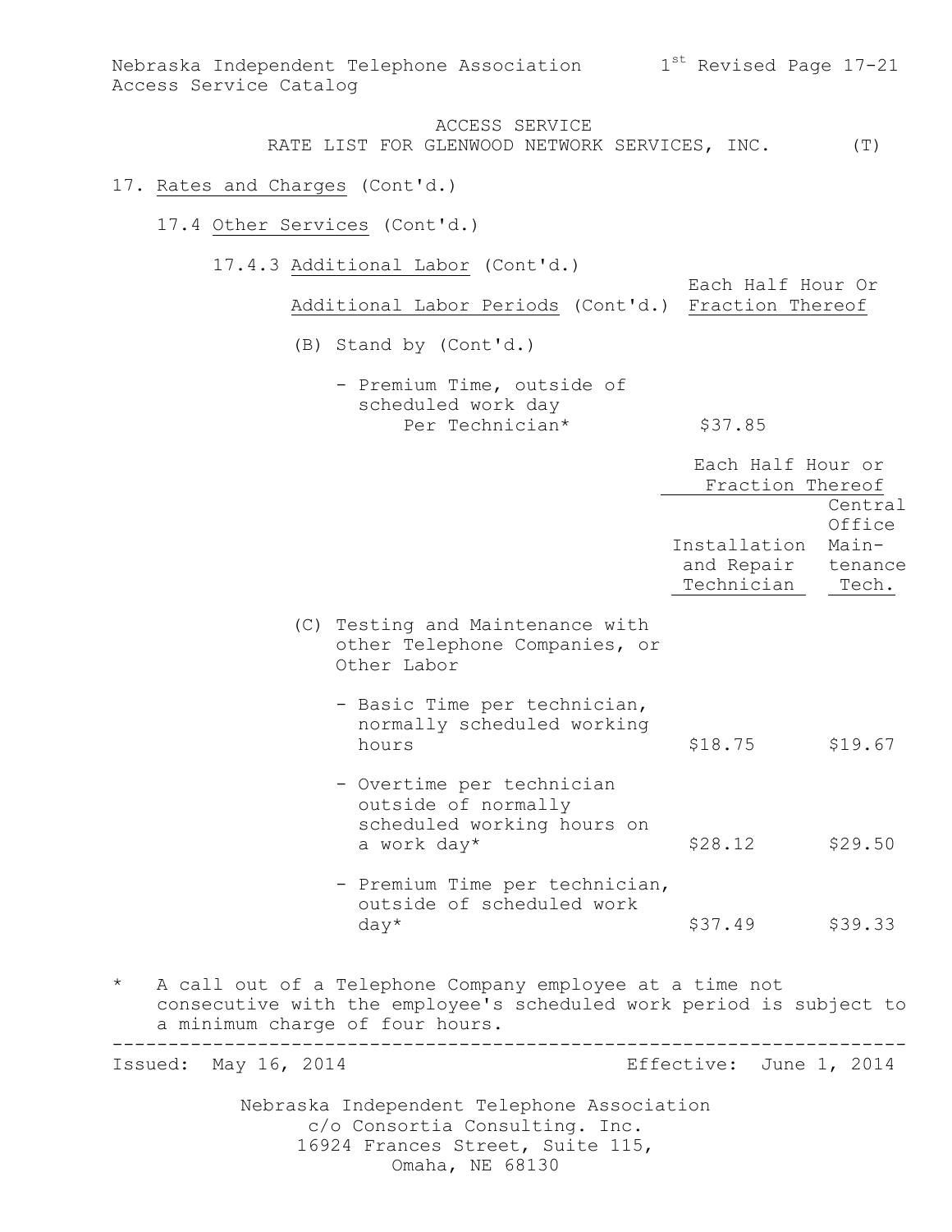ACCESS SERVICE
RATE LIST FOR GLENWOOD NETWORK SERVICES, INC. (T)

17. Rates and Charges (Cont'd.)

17.4 Other Services (Cont'd.)

17.4.3 Additional Labor (Cont'd.)

| Additional Labor Periods (Cont'd.) | Each Half Hour Or Fraction Thereof |
|---|---|
| (B) Stand by (Cont'd.) | |
| - Premium Time, outside of scheduled work day Per Technician* | $37.85 |

| | Each Half Hour or Fraction Thereof | |
|---|---|---|
| | Installation and Repair Technician | Central Office Maintenance Tech. |
| (C) Testing and Maintenance with other Telephone Companies, or Other Labor | | |
| - Basic Time per technician, normally scheduled working hours | $18.75 | $19.67 |
| - Overtime per technician outside of normally scheduled working hours on a work day* | $28.12 | $29.50 |
| - Premium Time per technician, outside of scheduled work day* | $37.49 | $39.33 |

\* A call out of a Telephone Company employee at a time not consecutive with the employee's scheduled work period is subject to a minimum charge of four hours.

Issued: May 16, 2014 Effective: June 1, 2014

Nebraska Independent Telephone Association
c/o Consortia Consulting. Inc.
16924 Frances Street, Suite 115,
Omaha, NE 68130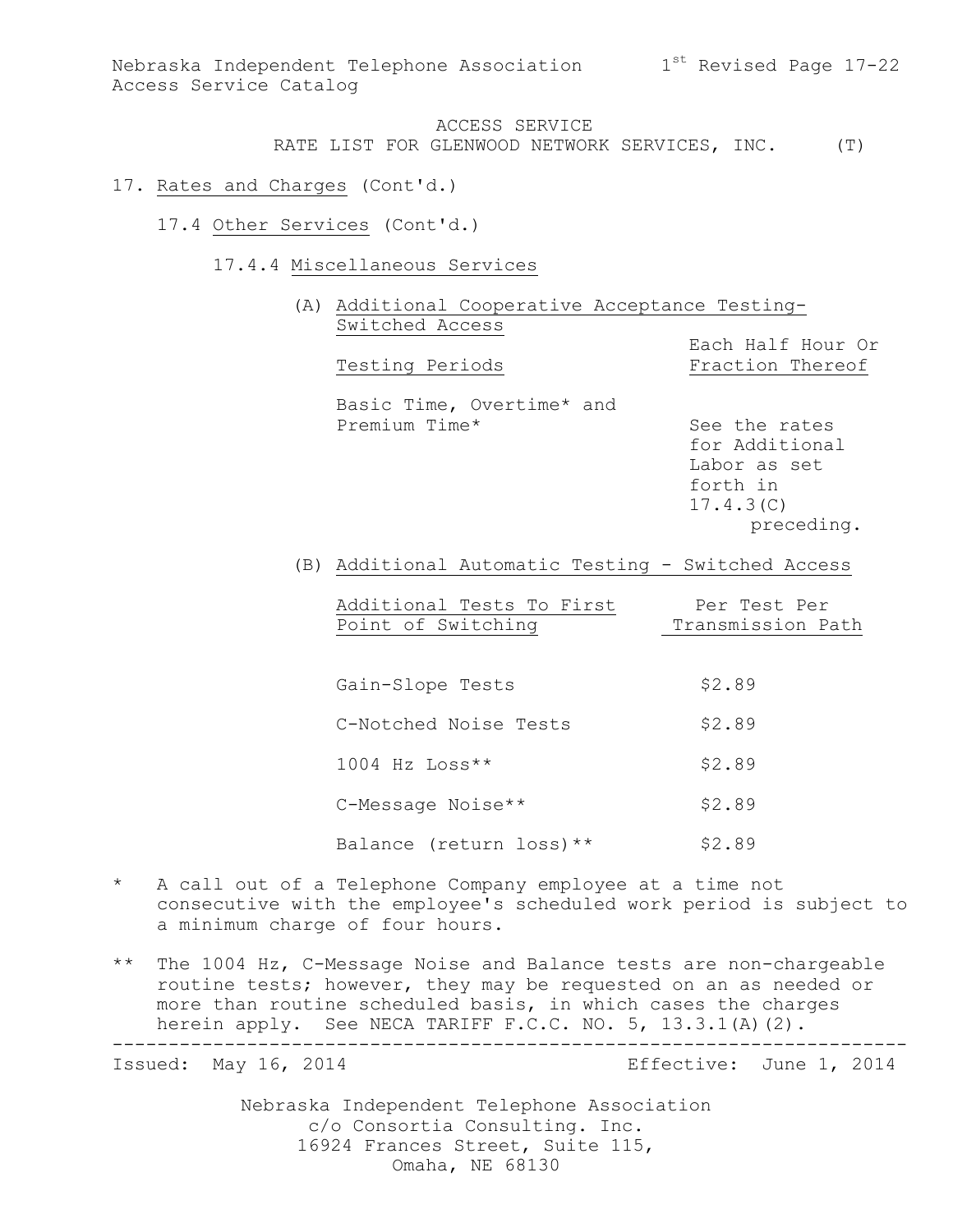ACCESS SERVICE
RATE LIST FOR GLENWOOD NETWORK SERVICES, INC. (T)

17. Rates and Charges (Cont'd.)

17.4 Other Services (Cont'd.)

17.4.4 Miscellaneous Services

(A) Additional Cooperative Acceptance Testing-Switched Access

| Testing Periods | Each Half Hour Or Fraction Thereof |
|---|---|
| Basic Time, Overtime* and Premium Time* | See the rates for Additional Labor as set forth in 17.4.3(C) preceding. |

(B) Additional Automatic Testing - Switched Access

| Additional Tests To First Point of Switching | Per Test Per Transmission Path |
|---|---|
| Gain-Slope Tests | $2.89 |
| C-Notched Noise Tests | $2.89 |
| 1004 Hz Loss** | $2.89 |
| C-Message Noise** | $2.89 |
| Balance (return loss)** | $2.89 |

\* A call out of a Telephone Company employee at a time not consecutive with the employee's scheduled work period is subject to a minimum charge of four hours.

\*\* The 1004 Hz, C-Message Noise and Balance tests are non-chargeable routine tests; however, they may be requested on an as needed or more than routine scheduled basis, in which cases the charges herein apply. See NECA TARIFF F.C.C. NO. 5, 13.3.1(A)(2).

Issued: May 16, 2014 Effective: June 1, 2014

Nebraska Independent Telephone Association
c/o Consortia Consulting. Inc.
16924 Frances Street, Suite 115,
Omaha, NE 68130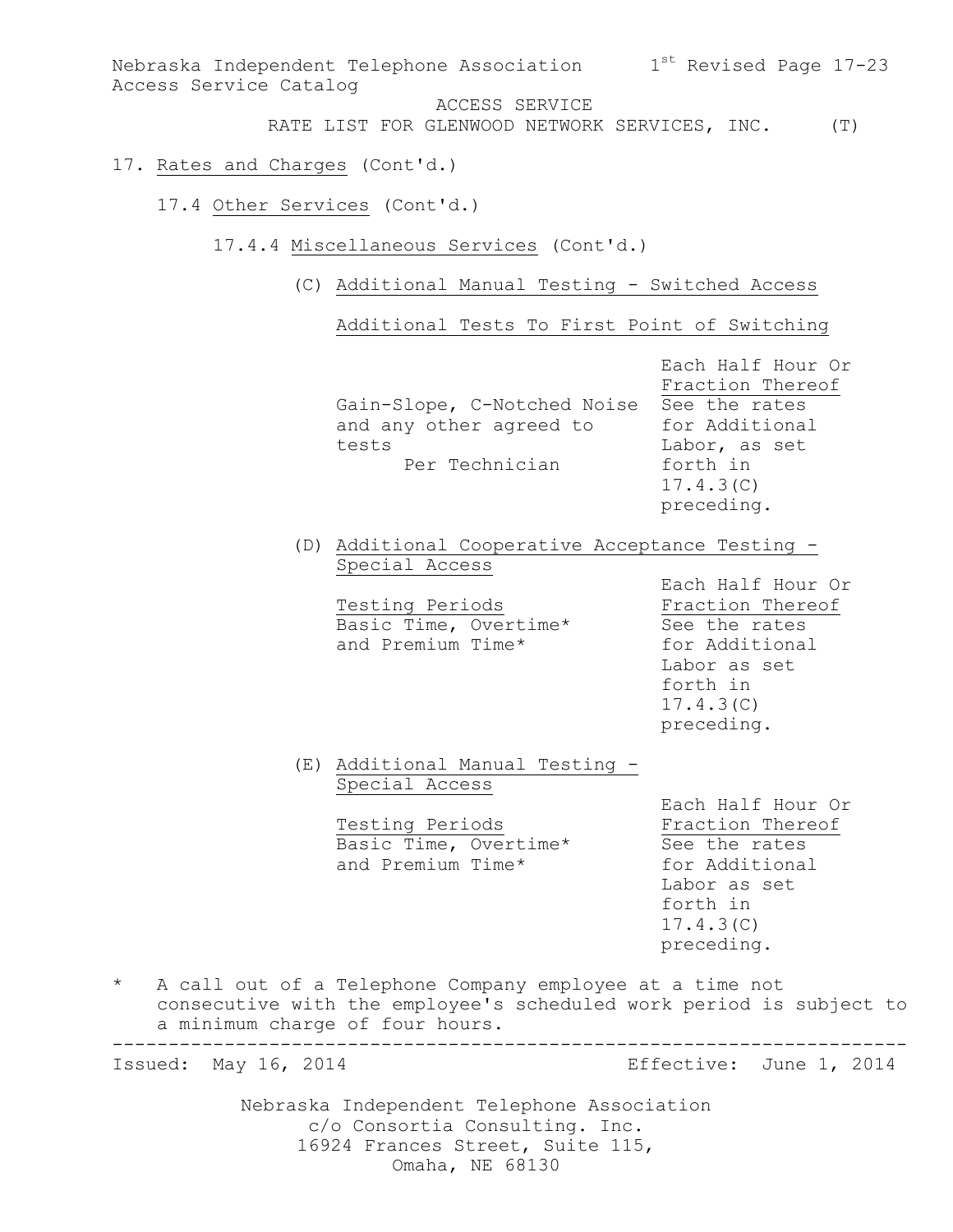ACCESS SERVICE
RATE LIST FOR GLENWOOD NETWORK SERVICES, INC. (T)

17. Rates and Charges (Cont'd.)

17.4 Other Services (Cont'd.)

17.4.4 Miscellaneous Services (Cont'd.)

(C) Additional Manual Testing - Switched Access

Additional Tests To First Point of Switching

| | Each Half Hour Or Fraction Thereof |
|---|---|
| Gain-Slope, C-Notched Noise and any other agreed to tests Per Technician | See the rates for Additional Labor, as set forth in 17.4.3(C) preceding. |

(D) Additional Cooperative Acceptance Testing - Special Access

| Testing Periods | Each Half Hour Or Fraction Thereof |
|---|---|
| Basic Time, Overtime* and Premium Time* | See the rates for Additional Labor as set forth in 17.4.3(C) preceding. |

(E) Additional Manual Testing - Special Access

| Testing Periods | Each Half Hour Or Fraction Thereof |
|---|---|
| Basic Time, Overtime* and Premium Time* | See the rates for Additional Labor as set forth in 17.4.3(C) preceding. |

\* A call out of a Telephone Company employee at a time not consecutive with the employee's scheduled work period is subject to a minimum charge of four hours.

Issued: May 16, 2014 Effective: June 1, 2014

Nebraska Independent Telephone Association
c/o Consortia Consulting. Inc.
16924 Frances Street, Suite 115,
Omaha, NE 68130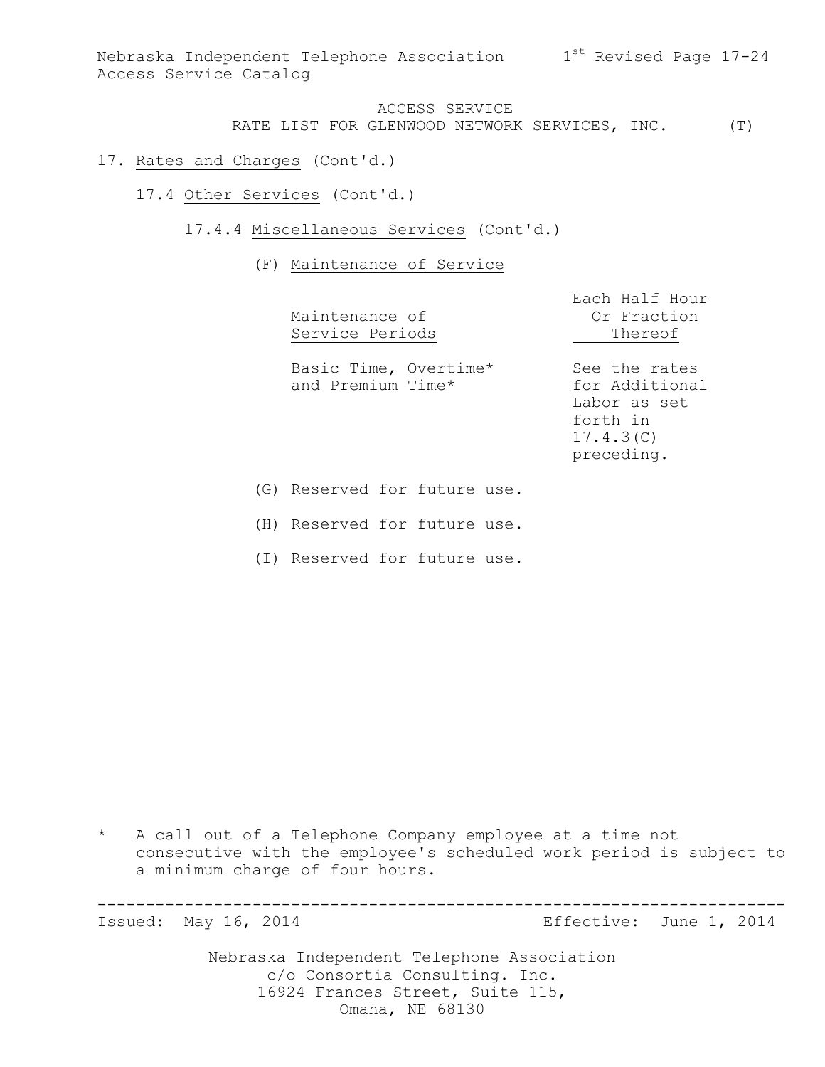ACCESS SERVICE
RATE LIST FOR GLENWOOD NETWORK SERVICES, INC. (T)

17. Rates and Charges (Cont'd.)

17.4 Other Services (Cont'd.)

17.4.4 Miscellaneous Services (Cont'd.)

(F) Maintenance of Service

| Maintenance of Service Periods | Each Half Hour Or Fraction Thereof |
|---|---|
| Basic Time, Overtime* and Premium Time* | See the rates for Additional Labor as set forth in 17.4.3(C) preceding. |

(G) Reserved for future use.

(H) Reserved for future use.

(I) Reserved for future use.

\* A call out of a Telephone Company employee at a time not consecutive with the employee's scheduled work period is subject to a minimum charge of four hours.

Issued: May 16, 2014 Effective: June 1, 2014

Nebraska Independent Telephone Association
c/o Consortia Consulting. Inc.
16924 Frances Street, Suite 115,
Omaha, NE 68130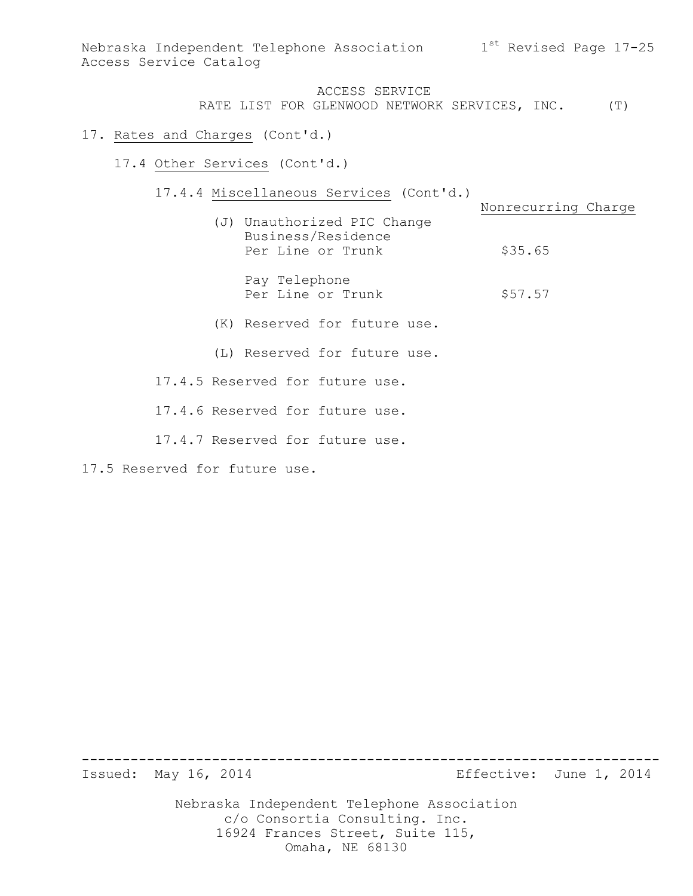ACCESS SERVICE
RATE LIST FOR GLENWOOD NETWORK SERVICES, INC. (T)

17. Rates and Charges (Cont'd.)

17.4 Other Services (Cont'd.)

17.4.4 Miscellaneous Services (Cont'd.)

| | Nonrecurring Charge |
|---|---|
| (J) Unauthorized PIC Change | |
| Business/Residence | |
| Per Line or Trunk | $35.65 |
| Pay Telephone | |
| Per Line or Trunk | $57.57 |

(K) Reserved for future use.

(L) Reserved for future use.

17.4.5 Reserved for future use.

17.4.6 Reserved for future use.

17.4.7 Reserved for future use.

17.5 Reserved for future use.

Issued: May 16, 2014 Effective: June 1, 2014

Nebraska Independent Telephone Association
c/o Consortia Consulting. Inc.
16924 Frances Street, Suite 115,
Omaha, NE 68130